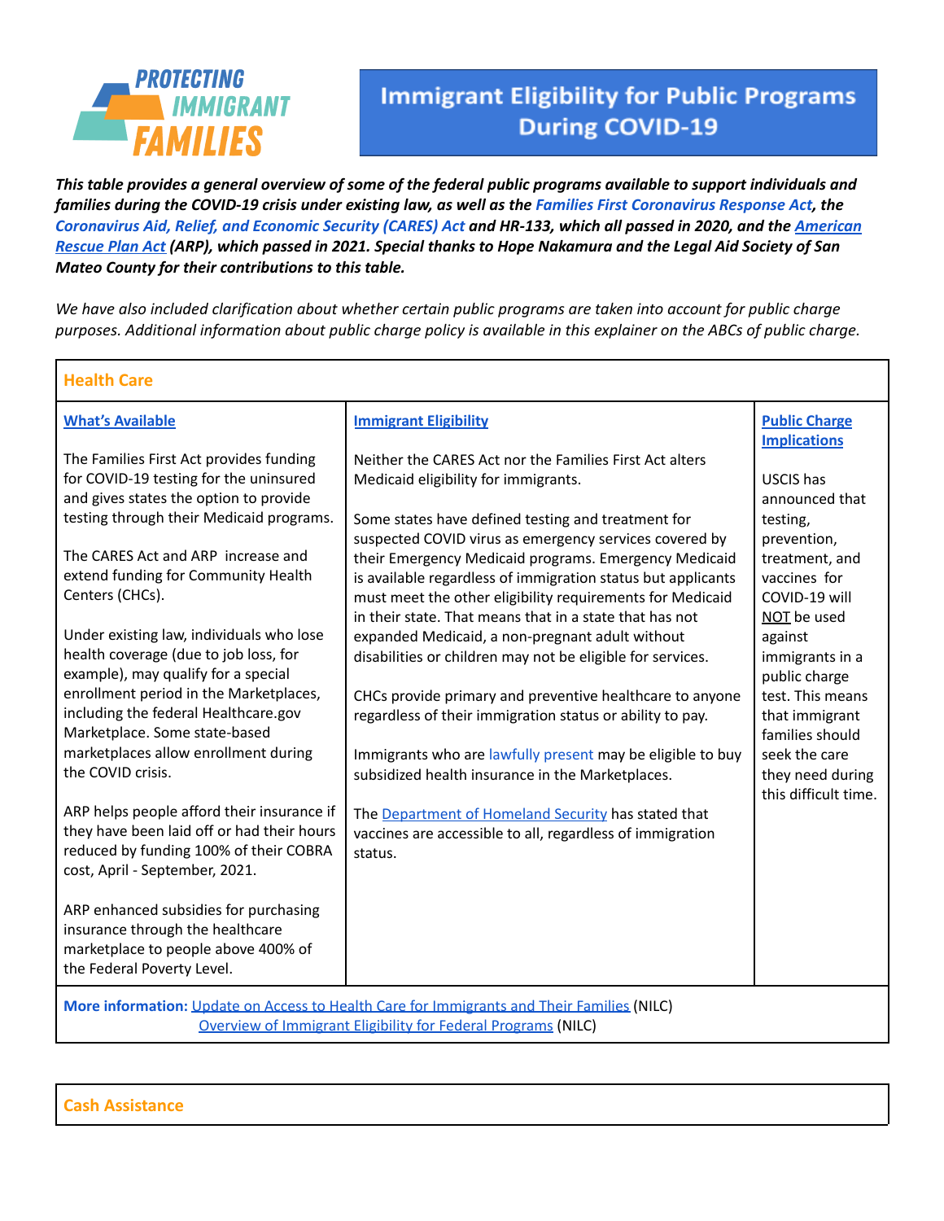PROTECTING IMMIGRANT FAMILIES

# Immigrant Eligibility for Public Programs During COVID-19

***This table provides a general overview of some of the federal public programs available to support individuals and families during the COVID-19 crisis under existing law, as well as the Families First Coronavirus Response Act, the Coronavirus Aid, Relief, and Economic Security (CARES) Act and HR-133, which all passed in 2020, and the American Rescue Plan Act (ARP), which passed in 2021. Special thanks to Hope Nakamura and the Legal Aid Society of San Mateo County for their contributions to this table.***

*We have also included clarification about whether certain public programs are taken into account for public charge purposes. Additional information about public charge policy is available in this explainer on the ABCs of public charge.*

## Health Care

| What's Available | Immigrant Eligibility | Public Charge Implications |
|---|---|---|
| The Families First Act provides funding for COVID-19 testing for the uninsured and gives states the option to provide testing through their Medicaid programs.<br><br>The CARES Act and ARP increase and extend funding for Community Health Centers (CHCs).<br><br>Under existing law, individuals who lose health coverage (due to job loss, for example), may qualify for a special enrollment period in the Marketplaces, including the federal Healthcare.gov Marketplace. Some state-based marketplaces allow enrollment during the COVID crisis.<br><br>ARP helps people afford their insurance if they have been laid off or had their hours reduced by funding 100% of their COBRA cost, April - September, 2021.<br><br>ARP enhanced subsidies for purchasing insurance through the healthcare marketplace to people above 400% of the Federal Poverty Level. | Neither the CARES Act nor the Families First Act alters Medicaid eligibility for immigrants.<br><br>Some states have defined testing and treatment for suspected COVID virus as emergency services covered by their Emergency Medicaid programs. Emergency Medicaid is available regardless of immigration status but applicants must meet the other eligibility requirements for Medicaid in their state. That means that in a state that has not expanded Medicaid, a non-pregnant adult without disabilities or children may not be eligible for services.<br><br>CHCs provide primary and preventive healthcare to anyone regardless of their immigration status or ability to pay.<br><br>Immigrants who are lawfully present may be eligible to buy subsidized health insurance in the Marketplaces.<br><br>The Department of Homeland Security has stated that vaccines are accessible to all, regardless of immigration status. | USCIS has announced that testing, prevention, treatment, and vaccines for COVID-19 will NOT be used against immigrants in a public charge test. This means that immigrant families should seek the care they need during this difficult time. |

**More information:** Update on Access to Health Care for Immigrants and Their Families (NILC)
Overview of Immigrant Eligibility for Federal Programs (NILC)

## Cash Assistance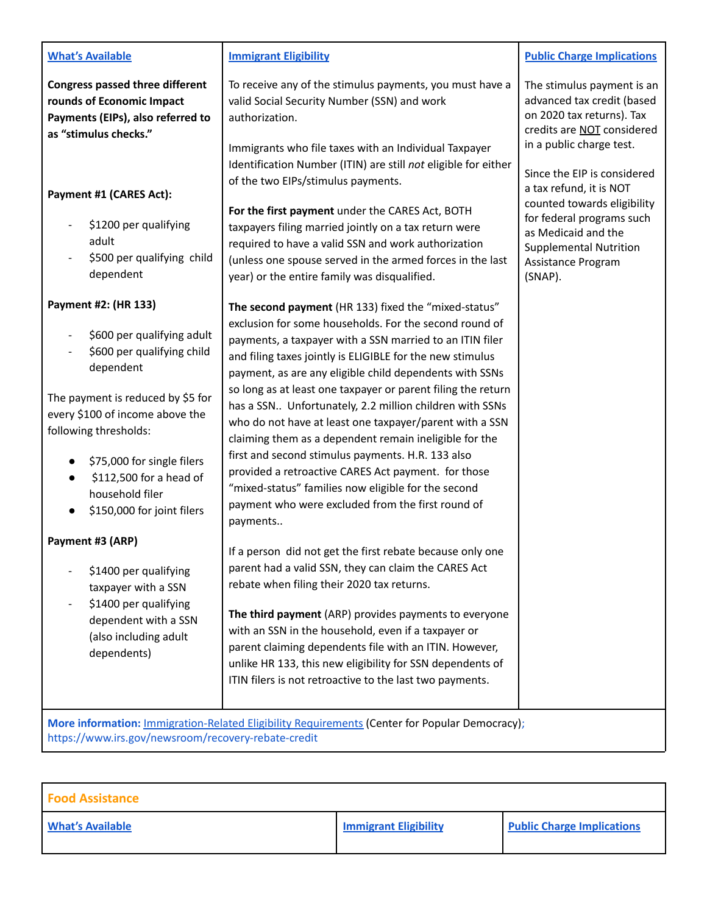| [What's Available](#) | [Immigrant Eligibility](#) | [Public Charge Implications](#) |
|---|---|---|
| **Congress passed three different rounds of Economic Impact Payments (EIPs), also referred to as "stimulus checks."**<br><br>**Payment #1 (CARES Act):**<br>- $1200 per qualifying adult<br>- $500 per qualifying child dependent<br><br>**Payment #2: (HR 133)**<br>- $600 per qualifying adult<br>- $600 per qualifying child dependent<br><br>The payment is reduced by $5 for every $100 of income above the following thresholds:<br>● $75,000 for single filers<br>● $112,500 for a head of household filer<br>● $150,000 for joint filers<br><br>**Payment #3 (ARP)**<br>- $1400 per qualifying taxpayer with a SSN<br>- $1400 per qualifying dependent with a SSN (also including adult dependents) | To receive any of the stimulus payments, you must have a valid Social Security Number (SSN) and work authorization.<br><br>Immigrants who file taxes with an Individual Taxpayer Identification Number (ITIN) are still *not* eligible for either of the two EIPs/stimulus payments.<br><br>**For the first payment** under the CARES Act, BOTH taxpayers filing married jointly on a tax return were required to have a valid SSN and work authorization (unless one spouse served in the armed forces in the last year) or the entire family was disqualified.<br><br>**The second payment** (HR 133) fixed the "mixed-status" exclusion for some households. For the second round of payments, a taxpayer with a SSN married to an ITIN filer and filing taxes jointly is ELIGIBLE for the new stimulus payment, as are any eligible child dependents with SSNs so long as at least one taxpayer or parent filing the return has a SSN.. Unfortunately, 2.2 million children with SSNs who do not have at least one taxpayer/parent with a SSN claiming them as a dependent remain ineligible for the first and second stimulus payments. H.R. 133 also provided a retroactive CARES Act payment. for those "mixed-status" families now eligible for the second payment who were excluded from the first round of payments..<br><br>If a person did not get the first rebate because only one parent had a valid SSN, they can claim the CARES Act rebate when filing their 2020 tax returns.<br><br>**The third payment** (ARP) provides payments to everyone with an SSN in the household, even if a taxpayer or parent claiming dependents file with an ITIN. However, unlike HR 133, this new eligibility for SSN dependents of ITIN filers is not retroactive to the last two payments. | The stimulus payment is an advanced tax credit (based on 2020 tax returns). Tax credits are NOT considered in a public charge test.<br><br>Since the EIP is considered a tax refund, it is NOT counted towards eligibility for federal programs such as Medicaid and the Supplemental Nutrition Assistance Program (SNAP). |
| **More information:** [Immigration-Related Eligibility Requirements](#) (Center for Popular Democracy); https://www.irs.gov/newsroom/recovery-rebate-credit | | |

## Food Assistance

| [What's Available](#) | [Immigrant Eligibility](#) | [Public Charge Implications](#) |
|---|---|---|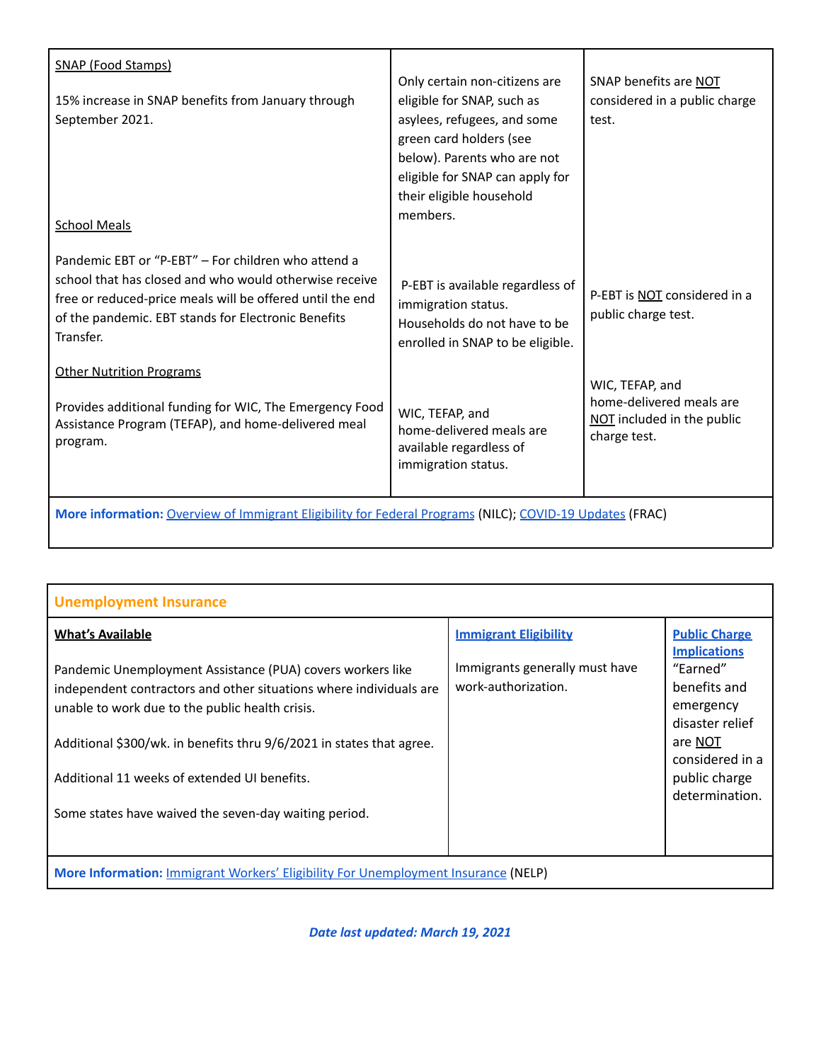| | | |
|---|---|---|
| SNAP (Food Stamps)<br><br>15% increase in SNAP benefits from January through September 2021. | Only certain non-citizens are eligible for SNAP, such as asylees, refugees, and some green card holders (see below). Parents who are not eligible for SNAP can apply for their eligible household members. | SNAP benefits are NOT considered in a public charge test. |
| School Meals<br><br>Pandemic EBT or "P-EBT" – For children who attend a school that has closed and who would otherwise receive free or reduced-price meals will be offered until the end of the pandemic. EBT stands for Electronic Benefits Transfer. | P-EBT is available regardless of immigration status. Households do not have to be enrolled in SNAP to be eligible. | P-EBT is NOT considered in a public charge test. |
| Other Nutrition Programs<br><br>Provides additional funding for WIC, The Emergency Food Assistance Program (TEFAP), and home-delivered meal program. | WIC, TEFAP, and home-delivered meals are available regardless of immigration status. | WIC, TEFAP, and home-delivered meals are NOT included in the public charge test. |
| **More information:** Overview of Immigrant Eligibility for Federal Programs (NILC); COVID-19 Updates (FRAC) | | |

| **Unemployment Insurance** | | |
|---|---|---|
| **What's Available**<br><br>Pandemic Unemployment Assistance (PUA) covers workers like independent contractors and other situations where individuals are unable to work due to the public health crisis.<br><br>Additional $300/wk. in benefits thru 9/6/2021 in states that agree.<br><br>Additional 11 weeks of extended UI benefits.<br><br>Some states have waived the seven-day waiting period. | **Immigrant Eligibility**<br><br>Immigrants generally must have work-authorization. | **Public Charge Implications**<br>"Earned" benefits and emergency disaster relief are NOT considered in a public charge determination. |
| **More Information:** Immigrant Workers' Eligibility For Unemployment Insurance (NELP) | | |

***Date last updated: March 19, 2021***